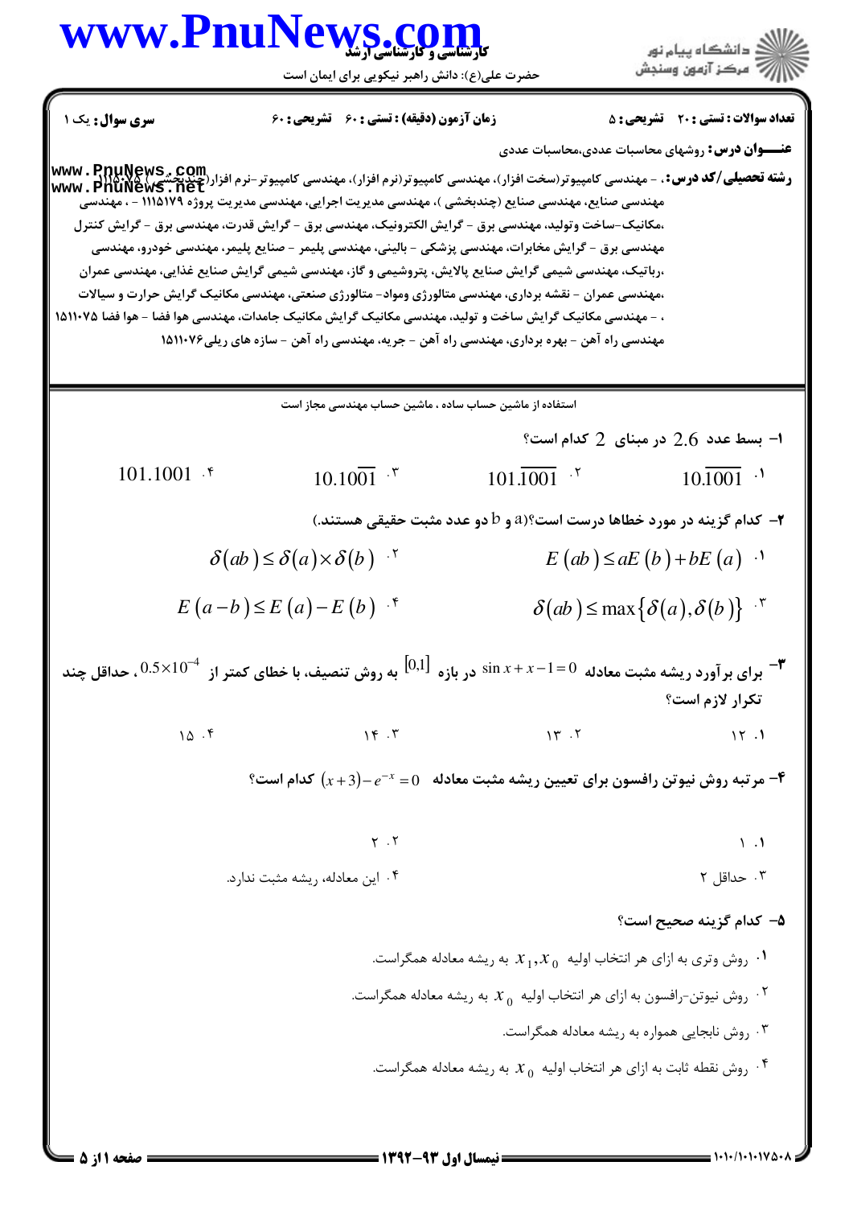**تعداد سوالات : تستی : ۲۰ تشریحی : ۵** | **زمان آزمون (دقیقه) : تستی : ۶۰ تشریحی : ۶۰** | **سری سوال :** یک ۱

**عنـــوان درس :** روشهای محاسبات عددی،محاسبات عددی

**رشته تحصیلی/کد درس :** - مهندسی کامپیوتر(سخت افزار)، مهندسی کامپیوتر(نرم افزار)، مهندسی کامپیوتر-نرم افزار(چندبخشی ) ۱۱۱۵۰۷۵ - ، مهندسی صنایع، مهندسی صنایع (چندبخشی )، مهندسی مدیریت اجرایی، مهندسی مدیریت پروژه ۱۱۱۵۱۷۹ - ، مهندسی ،مکانیک-ساخت وتولید، مهندسی برق - گرایش الکترونیک، مهندسی برق - گرایش قدرت، مهندسی برق - گرایش کنترل مهندسی برق - گرایش مخابرات، مهندسی پزشکی - بالینی، مهندسی پلیمر - صنایع پلیمر، مهندسی خودرو، مهندسی ،رباتیک، مهندسی شیمی گرایش صنایع پالایش، پتروشیمی و گاز، مهندسی شیمی گرایش صنایع غذایی، مهندسی عمران ،مهندسی عمران - نقشه برداری، مهندسی متالورژی ومواد- متالورژی صنعتی، مهندسی مکانیک گرایش حرارت و سیالات ، - مهندسی مکانیک گرایش ساخت و تولید، مهندسی مکانیک گرایش مکانیک جامدات، مهندسی هوا فضا - هوا فضا ۱۵۱۱۰۷۵ مهندسی راه آهن - بهره برداری، مهندسی راه آهن - جریه، مهندسی راه آهن - سازه های ریلی۱۵۱۱۰۷۶

استفاده از ماشین حساب ساده ، ماشین حساب مهندسی مجاز است

۱- بسط عدد $2.6$ در مبنای $2$ کدام است؟

۱. $10.\overline{1001}$

۲. $101.\overline{1001}$

۳. $10.100\overline{1}$

۴. $101.1001$

۲- کدام گزینه در مورد خطاها درست است؟($a$ و $b$ دو عدد مثبت حقیقی هستند.)

۱. $E(ab) \le aE(b) + bE(a)$

۲. $\delta(ab) \le \delta(a) \times \delta(b)$

۳. $\delta(ab) \le \max\{\delta(a), \delta(b)\}$

۴. $E(a-b) \le E(a) - E(b)$

۳- برای برآورد ریشه مثبت معادله $\sin x + x - 1 = 0$ در بازه $[0,1]$ به روش تنصیف، با خطای کمتر از $0.5\times10^{-4}$، حداقل چند تکرار لازم است؟

۱. ۱۲

۲. ۱۳

۳. ۱۴

۴. ۱۵

۴- مرتبه روش نیوتن رافسون برای تعیین ریشه مثبت معادله $(x+3) - e^{-x} = 0$ کدام است؟

۱. ۱

۲. ۲

۳. حداقل ۲

۴. این معادله، ریشه مثبت ندارد.

۵- کدام گزینه صحیح است؟

۱. روش وتری به ازای هر انتخاب اولیه $x_1, x_0$ به ریشه معادله همگراست.

۲. روش نیوتن-رافسون به ازای هر انتخاب اولیه $x_0$ به ریشه معادله همگراست.

۳. روش نابجایی همواره به ریشه معادله همگراست.

۴. روش نقطه ثابت به ازای هر انتخاب اولیه $x_0$ به ریشه معادله همگراست.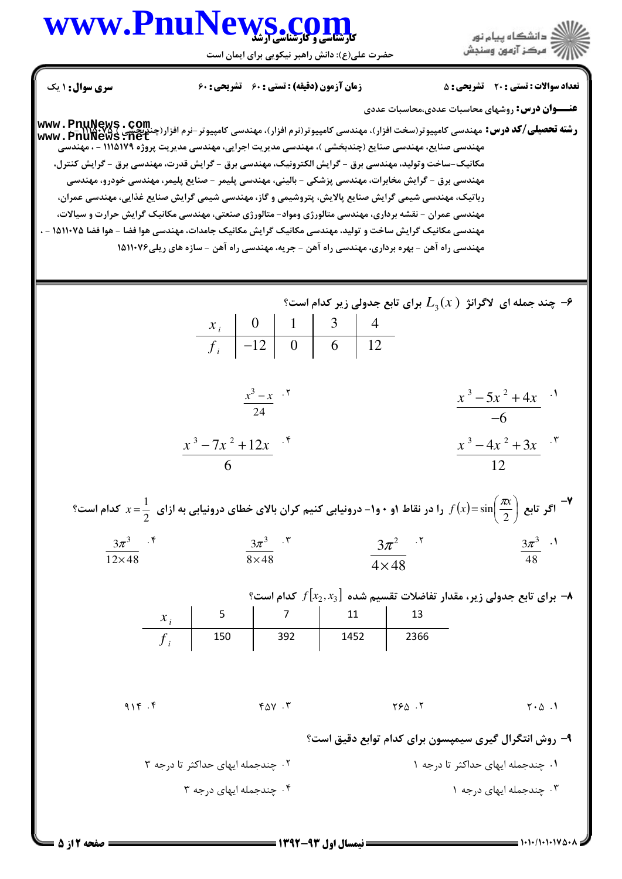**سری سؤال:** ۱ یک | **زمان آزمون (دقیقه) : تستی : ۶۰ تشریحی : ۶۰** | **تعداد سوالات : تستی : ۲۰ تشریحی : ۵**

**عنـــوان درس:** روشهای محاسبات عددی،محاسبات عددی

**رشته تحصیلی/کد درس:** مهندسی کامپیوتر(سخت افزار)، مهندسی کامپیوتر(نرم افزار)، مهندسی کامپیوتر-نرم افزار(چندبخشی ) ۱۱۱۵۰۷۵ - ، مهندسی صنایع، مهندسی صنایع (چندبخشی )، مهندسی مدیریت اجرایی، مهندسی مدیریت پروژه ۱۱۱۵۱۷۹ - ، مهندسی مکانیک-ساخت وتولید، مهندسی برق - گرایش الکترونیک، مهندسی برق - گرایش قدرت، مهندسی برق - گرایش کنترل، مهندسی برق - گرایش مخابرات، مهندسی پزشکی - بالینی، مهندسی پلیمر - صنایع پلیمر، مهندسی خودرو، مهندسی رباتیک، مهندسی شیمی گرایش صنایع پالایش، پتروشیمی و گاز، مهندسی شیمی گرایش صنایع غذایی، مهندسی عمران، مهندسی عمران - نقشه برداری، مهندسی متالورژی ومواد- متالورژی صنعتی، مهندسی مکانیک گرایش حرارت و سیالات، مهندسی مکانیک گرایش ساخت و تولید، مهندسی مکانیک گرایش مکانیک جامدات، مهندسی هوا فضا - هوا فضا ۱۵۱۱۰۷۵ - ، مهندسی راه آهن - بهره برداری، مهندسی راه آهن - جریه، مهندسی راه آهن - سازه های ریلی۱۵۱۱۰۷۶

۶- چند جمله ای لاگرانژ $L_3(x)$ برای تابع جدولی زیر کدام است؟

| $x_i$ | 0 | 1 | 3 | 4 |
|---|---|---|---|---|
| $f_i$ | $-12$ | 0 | 6 | 12 |

۱. $\dfrac{x^3-5x^2+4x}{-6}$

۲. $\dfrac{x^3-x}{24}$

۳. $\dfrac{x^3-4x^2+3x}{12}$

۴. $\dfrac{x^3-7x^2+12x}{6}$

۷- اگر تابع $f(x)=\sin\left(\dfrac{\pi x}{2}\right)$ را در نقاط ۱و ۰ و۱- درونیابی کنیم کران بالای خطای درونیابی به ازای $x=\dfrac{1}{2}$ کدام است؟

۱. $\dfrac{3\pi^3}{48}$

۲. $\dfrac{3\pi^2}{4\times 48}$

۳. $\dfrac{3\pi^3}{8\times 48}$

۴. $\dfrac{3\pi^3}{12\times 48}$

۸- برای تابع جدولی زیر، مقدار تفاضلات تقسیم شده $f[x_2,x_3]$ کدام است؟

| $x_i$ | 5 | 7 | 11 | 13 |
|---|---|---|---|---|
| $f_i$ | 150 | 392 | 1452 | 2366 |

۱. ۲۰۵

۲. ۲۶۵

۳. ۴۵۷

۴. ۹۱۴

۹- روش انتگرال گیری سیمپسون برای کدام توابع دقیق است؟

۱. چندجمله ایهای حداکثر تا درجه ۱

۲. چندجمله ایهای حداکثر تا درجه ۳

۳. چندجمله ایهای درجه ۱

۴. چندجمله ایهای درجه ۳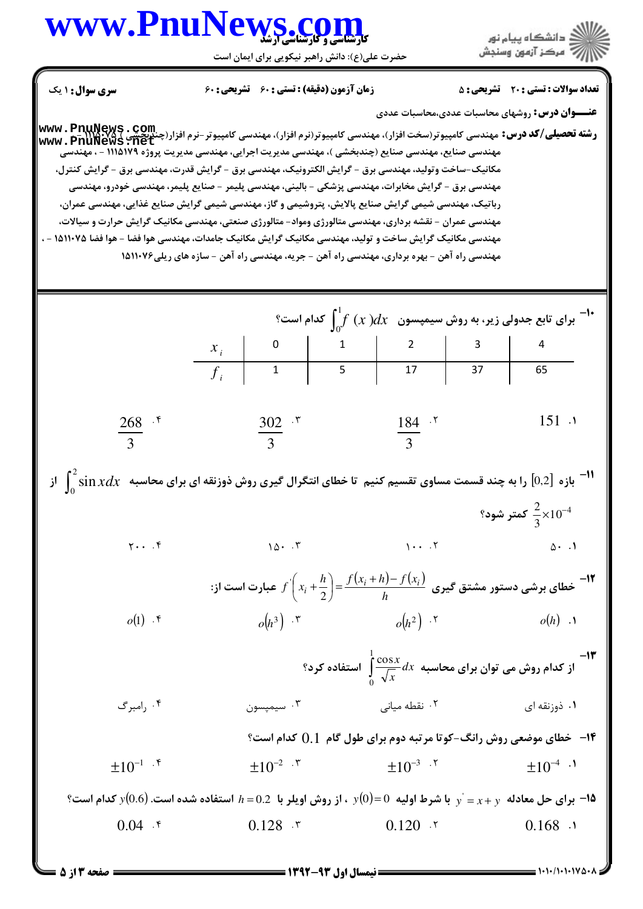**سری سوال:** ۱ یک | **زمان آزمون (دقیقه) : تستی :** ۶۰ **تشریحی :** ۶۰ | **تعداد سوالات : تستی :** ۲۰ **تشریحی :** ۵

**عنـــوان درس:** روشهای محاسبات عددی،محاسبات عددی

**رشته تحصیلی/کد درس:** مهندسی کامپیوتر(سخت افزار)، مهندسی کامپیوتر(نرم افزار)، مهندسی کامپیوتر-نرم افزار(چندبخشی ) ۱۱۱۵۰۷۵ - ، مهندسی صنایع، مهندسی صنایع (چندبخشی )، مهندسی مدیریت اجرایی، مهندسی مدیریت پروژه ۱۱۱۵۱۷۹ - ، مهندسی مکانیک-ساخت وتولید، مهندسی برق - گرایش الکترونیک، مهندسی برق - گرایش قدرت، مهندسی برق - گرایش کنترل، مهندسی برق - گرایش مخابرات، مهندسی پزشکی - بالینی، مهندسی پلیمر - صنایع پلیمر، مهندسی خودرو، مهندسی رباتیک، مهندسی شیمی گرایش صنایع پالایش، پتروشیمی و گاز، مهندسی شیمی گرایش صنایع غذایی، مهندسی عمران، مهندسی عمران - نقشه برداری، مهندسی متالورژی ومواد- متالورژی صنعتی، مهندسی مکانیک گرایش حرارت و سیالات، مهندسی مکانیک گرایش ساخت و تولید، مهندسی مکانیک گرایش مکانیک جامدات، مهندسی هوا فضا - هوا فضا ۱۵۱۱۰۷۵ - ، مهندسی راه آهن - بهره برداری، مهندسی راه آهن - جریه، مهندسی راه آهن - سازه های ریلی۱۵۱۱۰۷۶

---

۱۰- برای تابع جدولی زیر، به روش سیمپسون $\int_0^1 f(x)dx$ کدام است؟

| $x_i$ | 0 | 1 | 2 | 3 | 4 |
|---|---|---|---|---|---|
| $f_i$ | 1 | 5 | 17 | 37 | 65 |

۱. $151$

۲. $\frac{184}{3}$

۳. $\frac{302}{3}$

۴. $\frac{268}{3}$

۱۱- بازه $[0,2]$ را به چند قسمت مساوی تقسیم کنیم تا خطای انتگرال گیری روش ذوزنقه ای برای محاسبه $\int_0^2 \sin x dx$ از $\frac{2}{3}\times10^{-4}$ کمتر شود؟

۱. ۵۰

۲. ۱۰۰

۳. ۱۵۰

۴. ۲۰۰

۱۲- خطای برشی دستور مشتق گیری $f'\left(x_i+\frac{h}{2}\right)=\frac{f(x_i+h)-f(x_i)}{h}$ عبارت است از:

۱. $o(h)$

۲. $o(h^2)$

۳. $o(h^3)$

۴. $o(1)$

۱۳- از کدام روش می توان برای محاسبه $\int_0^1 \frac{\cos x}{\sqrt{x}}dx$ استفاده کرد؟

۱. ذوزنقه ای

۲. نقطه میانی

۳. سیمپسون

۴. رامبرگ

۱۴- خطای موضعی روش رانگ-کوتا مرتبه دوم برای طول گام $0.1$ کدام است؟

۱. $\pm10^{-4}$

۲. $\pm10^{-3}$

۳. $\pm10^{-2}$

۴. $\pm10^{-1}$

۱۵- برای حل معادله $y'=x+y$ با شرط اولیه $y(0)=0$ ، از روش اویلر با $h=0.2$ استفاده شده است. $y(0.6)$ کدام است؟

۱. $0.168$

۲. $0.120$

۳. $0.128$

۴. $0.04$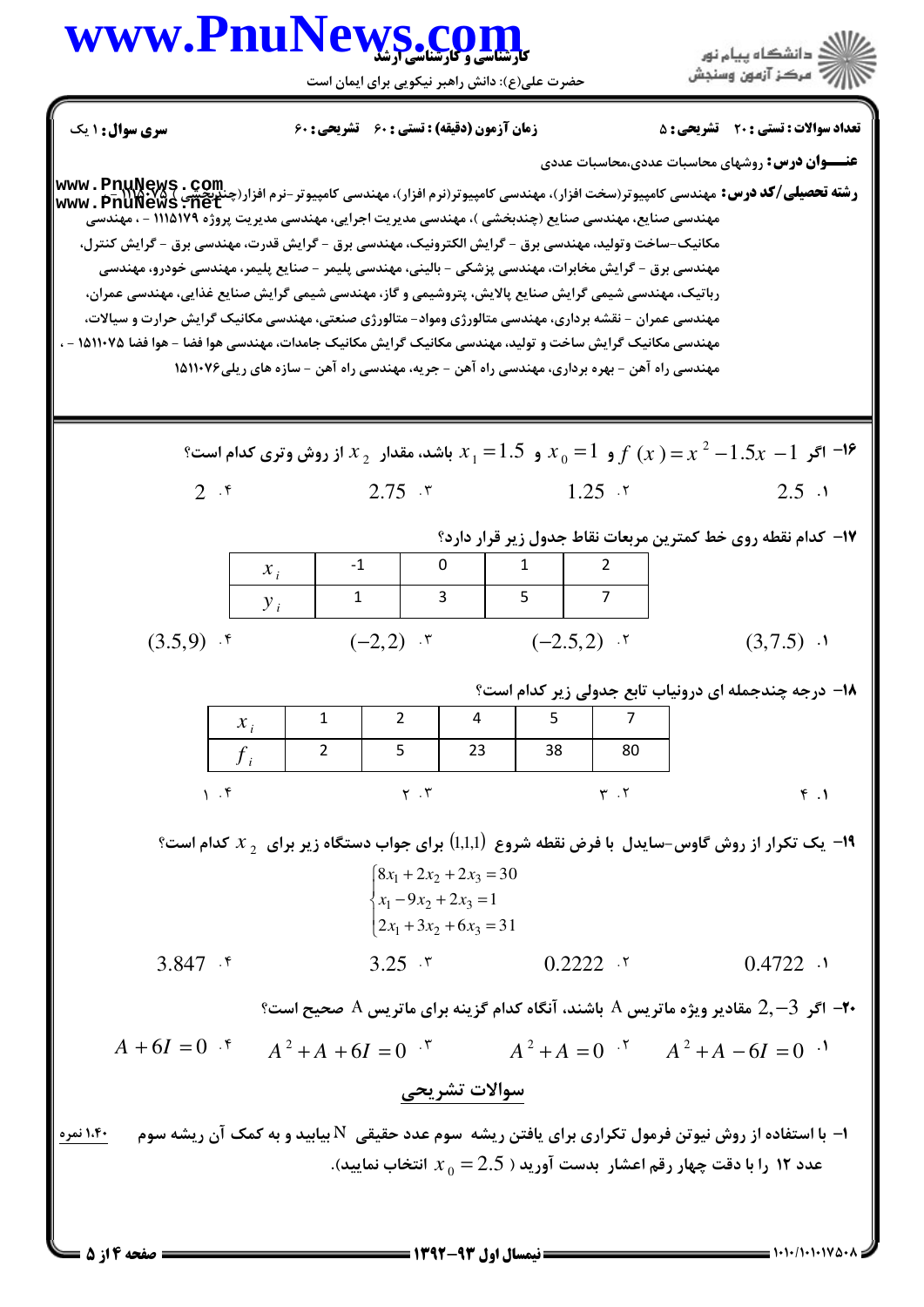**سری سوال:** ۱ یک

**زمان آزمون (دقیقه) : تستی : ۶۰ تشریحی : ۶۰**

**تعداد سوالات : تستی : ۲۰ تشریحی : ۵**

**عنـــوان درس:** روشهای محاسبات عددی،محاسبات عددی

**رشته تحصیلی/کد درس:** مهندسی کامپیوتر(سخت افزار)، مهندسی کامپیوتر(نرم افزار)، مهندسی کامپیوتر-نرم افزار(چندبخشی ) ۱۱۱۵۰۷۵ - ، مهندسی صنایع، مهندسی صنایع (چندبخشی )، مهندسی مدیریت اجرایی، مهندسی مدیریت پروژه ۱۱۱۵۱۷۹ - ، مهندسی مکانیک-ساخت وتولید، مهندسی برق - گرایش الکترونیک، مهندسی برق - گرایش قدرت، مهندسی برق - گرایش کنترل، مهندسی برق - گرایش مخابرات، مهندسی پزشکی - بالینی، مهندسی پلیمر - صنایع پلیمر، مهندسی خودرو، مهندسی رباتیک، مهندسی شیمی گرایش صنایع پالایش، پتروشیمی و گاز، مهندسی شیمی گرایش صنایع غذایی، مهندسی عمران، مهندسی عمران - نقشه برداری، مهندسی متالورژی ومواد- متالورژی صنعتی، مهندسی مکانیک گرایش حرارت و سیالات، مهندسی مکانیک گرایش ساخت و تولید، مهندسی مکانیک گرایش مکانیک جامدات، مهندسی هوا فضا، مهندسی هوا فضا - هوا فضا ۱۵۱۱۰۷۵ - ، مهندسی راه آهن - بهره برداری، مهندسی راه آهن - جریه، مهندسی راه آهن - سازه های ریلی ۱۵۱۱۰۷۶

---

۱۶- اگر $f(x)=x^2-1.5x-1$ و $x_0=1$ و $x_1=1.5$ باشد، مقدار $x_2$ از روش وتری کدام است؟

۱. $2.5$ ۲. $1.25$ ۳. $2.75$ ۴. $2$

۱۷- کدام نقطه روی خط کمترین مربعات نقاط جدول زیر قرار دارد؟

| $x_i$ | -1 | 0 | 1 | 2 |
|---|---|---|---|---|
| $y_i$ | 1 | 3 | 5 | 7 |

۱. $(3,7.5)$ ۲. $(-2.5,2)$ ۳. $(-2,2)$ ۴. $(3.5,9)$

۱۸- درجه چندجمله ای درونیاب تابع جدولی زیر کدام است؟

| $x_i$ | 1 | 2 | 4 | 5 | 7 |
|---|---|---|---|---|---|
| $f_i$ | 2 | 5 | 23 | 38 | 80 |

۱. ۴ ۲. ۳ ۳. ۲ ۴. ۱

۱۹- یک تکرار از روش گاوس-سایدل با فرض نقطه شروع $(1,1,1)$ برای جواب دستگاه زیر برای $x_2$ کدام است؟

$$\begin{cases} 8x_1+2x_2+2x_3=30 \\ x_1-9x_2+2x_3=1 \\ 2x_1+3x_2+6x_3=31 \end{cases}$$

۱. $0.4722$ ۲. $0.2222$ ۳. $3.25$ ۴. $3.847$

۲۰- اگر $2,-3$ مقادیر ویژه ماتریس A باشند، آنگاه کدام گزینه برای ماتریس A صحیح است؟

۱. $A^2+A-6I=0$ ۲. $A^2+A=0$ ۳. $A^2+A+6I=0$ ۴. $A+6I=0$

## سوالات تشریحی

۱- با استفاده از روش نیوتن فرمول تکراری برای یافتن ریشه سوم عدد حقیقی N بیابید و به کمک آن ریشه سوم عدد ۱۲ را با دقت چهار رقم اعشار بدست آورید ( $x_0=2.5$ انتخاب نمایید). (۱،۴۰ نمره)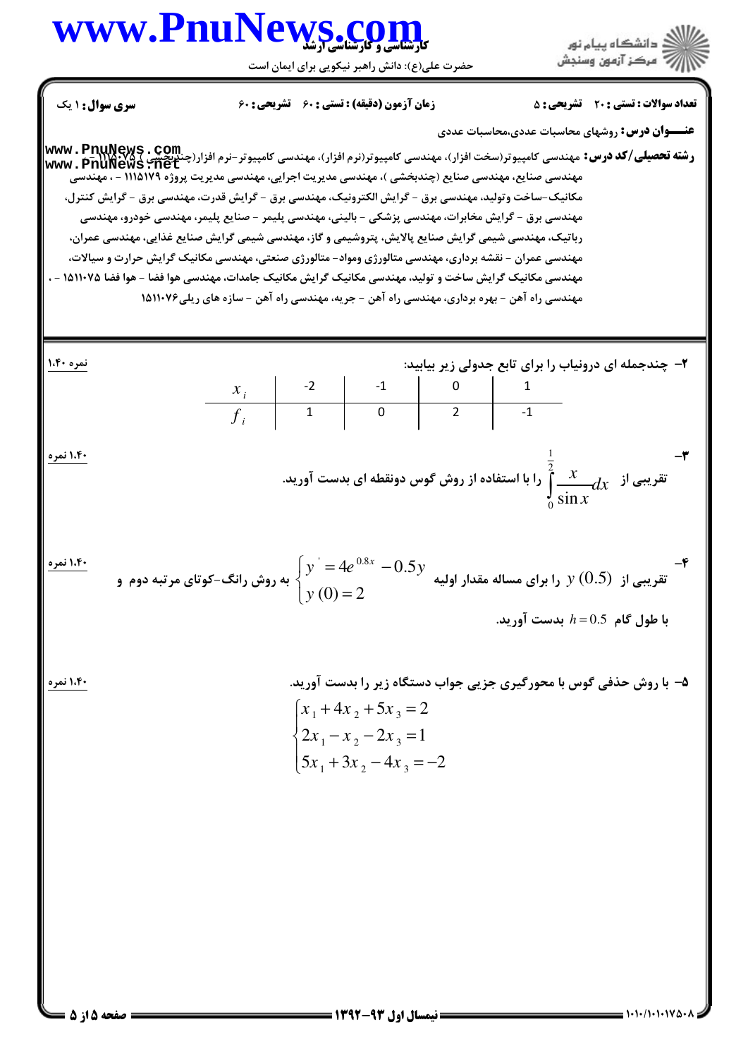**سری سوال:** ۱ یک | **زمان آزمون (دقیقه) : تستی :** ۶۰ **تشریحی :** ۶۰ | **تعداد سوالات : تستی :** ۲۰ **تشریحی :** ۵

**عنـــوان درس:** روشهای محاسبات عددی،محاسبات عددی

**رشته تحصیلی/کد درس:** مهندسی کامپیوتر(سخت افزار)، مهندسی کامپیوتر(نرم افزار)، مهندسی کامپیوتر-نرم افزار(چندبخشی ) ۱۱۱۵۰۷۵ - ، مهندسی صنایع، مهندسی صنایع (چندبخشی )، مهندسی مدیریت اجرایی، مهندسی مدیریت پروژه ۱۱۱۵۱۷۹ - ، مهندسی مکانیک-ساخت وتولید، مهندسی برق - گرایش الکترونیک، مهندسی برق - گرایش قدرت، مهندسی برق - گرایش کنترل، مهندسی برق - گرایش مخابرات، مهندسی پزشکی - بالینی، مهندسی پلیمر - صنایع پلیمر، مهندسی خودرو، مهندسی رباتیک، مهندسی شیمی گرایش صنایع پالایش، پتروشیمی و گاز، مهندسی شیمی گرایش صنایع غذایی، مهندسی عمران، مهندسی عمران - نقشه برداری، مهندسی متالورژی ومواد- متالورژی صنعتی، مهندسی مکانیک گرایش حرارت و سیالات، مهندسی مکانیک گرایش ساخت و تولید، مهندسی مکانیک گرایش مکانیک جامدات، مهندسی هوا فضا، مهندسی هوا فضا - هوا فضا ۱۵۱۱۰۷۵ - ، مهندسی راه آهن - بهره برداری، مهندسی راه آهن - جریه، مهندسی راه آهن - سازه های ریلی۱۵۱۱۰۷۶

---

۲- چندجمله ای درونیاب را برای تابع جدولی زیر بیابید: (نمره ۱.۴۰)

| $x_i$ | -2 | -1 | 0 | 1 |
|---|---|---|---|---|
| $f_i$ | 1 | 0 | 2 | -1 |

۳- تقریبی از $\int_0^{\frac{1}{2}} \frac{x}{\sin x} dx$ را با استفاده از روش گوس دونقطه ای بدست آورید. (۱.۴۰ نمره)

۴- تقریبی از $y(0.5)$ را برای مساله مقدار اولیه $\begin{cases} y' = 4e^{0.8x} - 0.5y \\ y(0) = 2 \end{cases}$ به روش رانگ-کوتای مرتبه دوم و با طول گام $h = 0.5$ بدست آورید. (۱.۴۰ نمره)

۵- با روش حذفی گوس با محورگیری جزیی جواب دستگاه زیر را بدست آورید. (۱.۴۰ نمره)

$$\begin{cases} x_1 + 4x_2 + 5x_3 = 2 \\ 2x_1 - x_2 - 2x_3 = 1 \\ 5x_1 + 3x_2 - 4x_3 = -2 \end{cases}$$